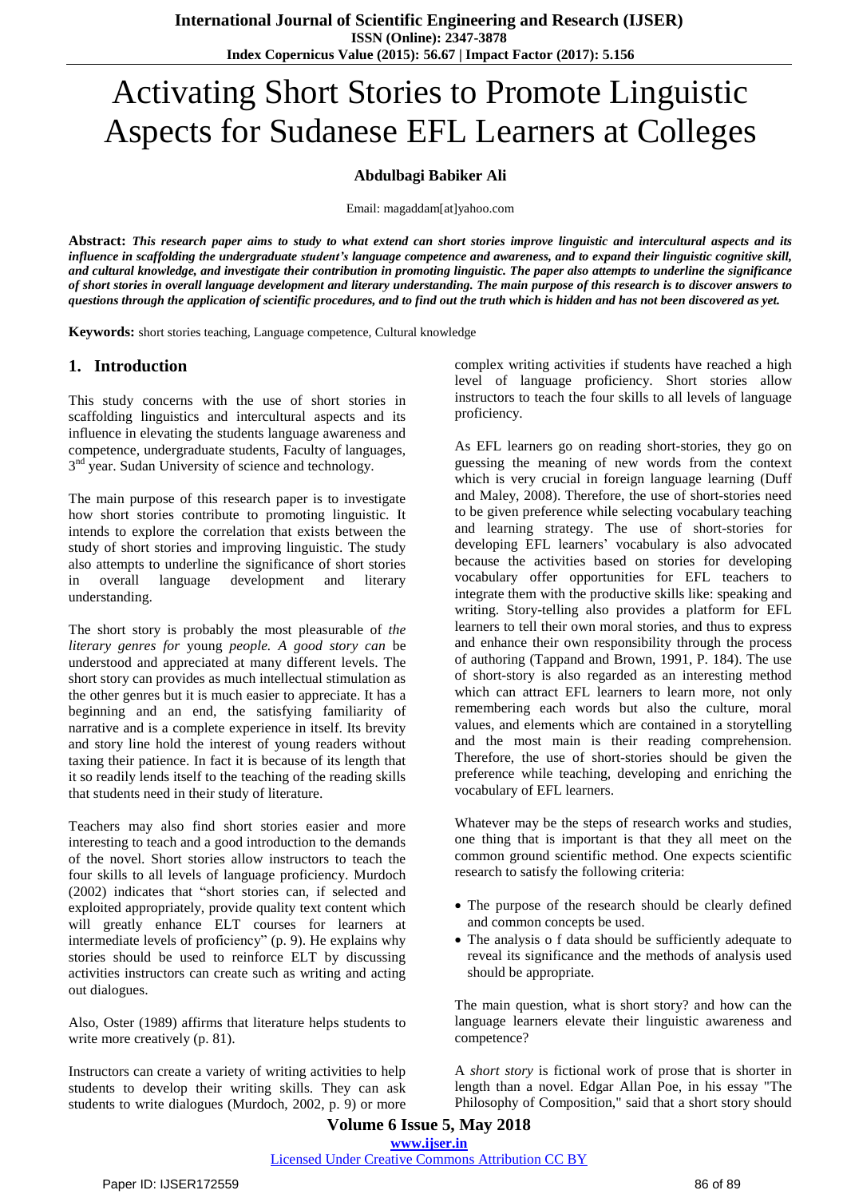# Activating Short Stories to Promote Linguistic Aspects for Sudanese EFL Learners at Colleges

**Abdulbagi Babiker Ali**

Email: magaddam[at]yahoo.com

**Abstract:** ***This research paper aims to study to what extend can short stories improve linguistic and intercultural aspects and its influence in scaffolding the undergraduate student's language competence and awareness, and to expand their linguistic cognitive skill, and cultural knowledge, and investigate their contribution in promoting linguistic. The paper also attempts to underline the significance of short stories in overall language development and literary understanding. The main purpose of this research is to discover answers to questions through the application of scientific procedures, and to find out the truth which is hidden and has not been discovered as yet.***

**Keywords:** short stories teaching, Language competence, Cultural knowledge

## 1. Introduction

This study concerns with the use of short stories in scaffolding linguistics and intercultural aspects and its influence in elevating the students language awareness and competence, undergraduate students, Faculty of languages, 3rd year. Sudan University of science and technology.

The main purpose of this research paper is to investigate how short stories contribute to promoting linguistic. It intends to explore the correlation that exists between the study of short stories and improving linguistic. The study also attempts to underline the significance of short stories in overall language development and literary understanding.

The short story is probably the most pleasurable of *the literary genres for* young *people. A good story can* be understood and appreciated at many different levels. The short story can provides as much intellectual stimulation as the other genres but it is much easier to appreciate. It has a beginning and an end, the satisfying familiarity of narrative and is a complete experience in itself. Its brevity and story line hold the interest of young readers without taxing their patience. In fact it is because of its length that it so readily lends itself to the teaching of the reading skills that students need in their study of literature.

Teachers may also find short stories easier and more interesting to teach and a good introduction to the demands of the novel. Short stories allow instructors to teach the four skills to all levels of language proficiency. Murdoch (2002) indicates that "short stories can, if selected and exploited appropriately, provide quality text content which will greatly enhance ELT courses for learners at intermediate levels of proficiency" (p. 9). He explains why stories should be used to reinforce ELT by discussing activities instructors can create such as writing and acting out dialogues.

Also, Oster (1989) affirms that literature helps students to write more creatively (p. 81).

Instructors can create a variety of writing activities to help students to develop their writing skills. They can ask students to write dialogues (Murdoch, 2002, p. 9) or more complex writing activities if students have reached a high level of language proficiency. Short stories allow instructors to teach the four skills to all levels of language proficiency.

As EFL learners go on reading short-stories, they go on guessing the meaning of new words from the context which is very crucial in foreign language learning (Duff and Maley, 2008). Therefore, the use of short-stories need to be given preference while selecting vocabulary teaching and learning strategy. The use of short-stories for developing EFL learners' vocabulary is also advocated because the activities based on stories for developing vocabulary offer opportunities for EFL teachers to integrate them with the productive skills like: speaking and writing. Story-telling also provides a platform for EFL learners to tell their own moral stories, and thus to express and enhance their own responsibility through the process of authoring (Tappand and Brown, 1991, P. 184). The use of short-story is also regarded as an interesting method which can attract EFL learners to learn more, not only remembering each words but also the culture, moral values, and elements which are contained in a storytelling and the most main is their reading comprehension. Therefore, the use of short-stories should be given the preference while teaching, developing and enriching the vocabulary of EFL learners.

Whatever may be the steps of research works and studies, one thing that is important is that they all meet on the common ground scientific method. One expects scientific research to satisfy the following criteria:

- The purpose of the research should be clearly defined and common concepts be used.
- The analysis o f data should be sufficiently adequate to reveal its significance and the methods of analysis used should be appropriate.

The main question, what is short story? and how can the language learners elevate their linguistic awareness and competence?

A *short story* is fictional work of prose that is shorter in length than a novel. Edgar Allan Poe, in his essay "The Philosophy of Composition," said that a short story should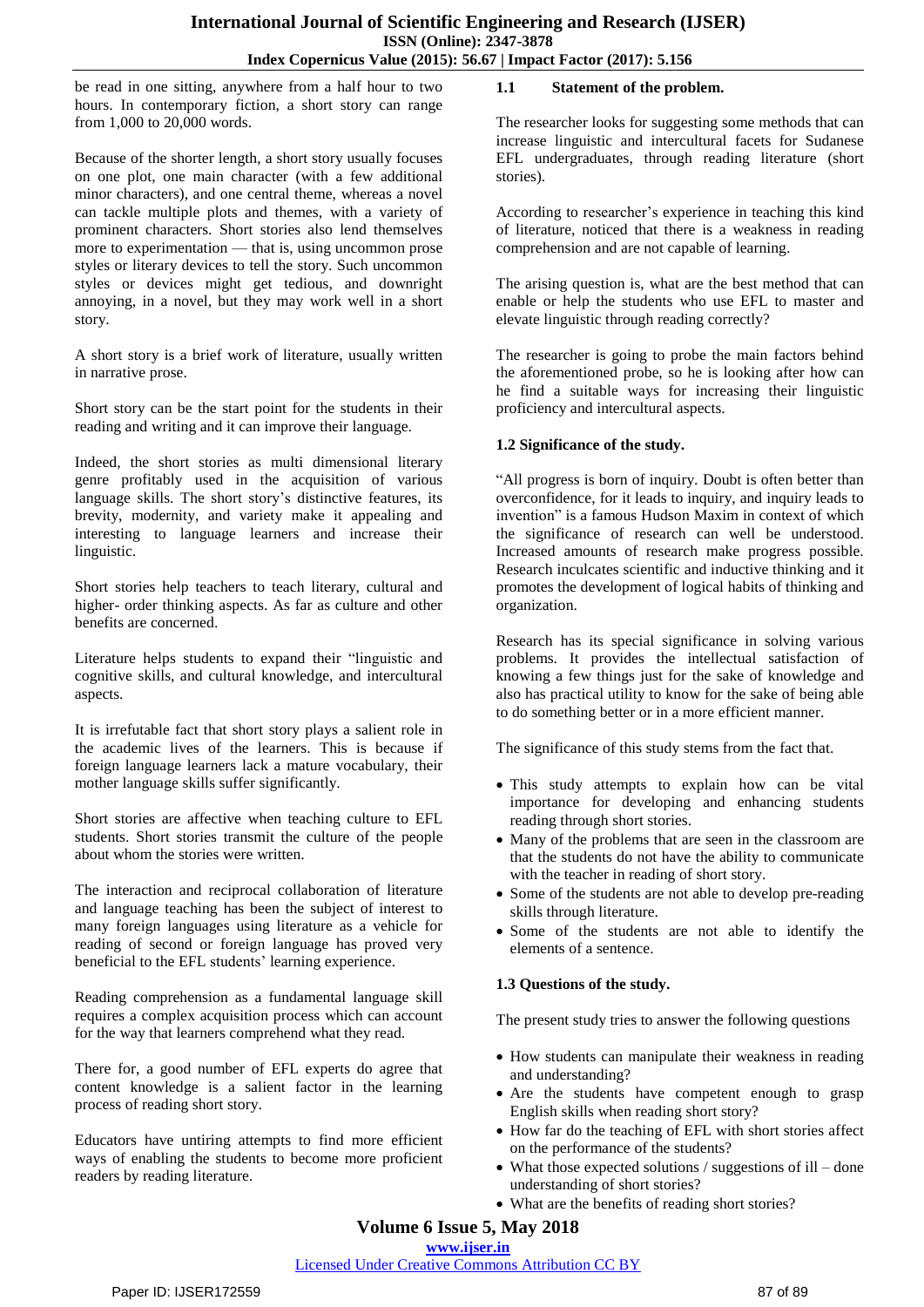be read in one sitting, anywhere from a half hour to two hours. In contemporary fiction, a short story can range from 1,000 to 20,000 words.

Because of the shorter length, a short story usually focuses on one plot, one main character (with a few additional minor characters), and one central theme, whereas a novel can tackle multiple plots and themes, with a variety of prominent characters. Short stories also lend themselves more to experimentation — that is, using uncommon prose styles or literary devices to tell the story. Such uncommon styles or devices might get tedious, and downright annoying, in a novel, but they may work well in a short story.

A short story is a brief work of literature, usually written in narrative prose.

Short story can be the start point for the students in their reading and writing and it can improve their language.

Indeed, the short stories as multi dimensional literary genre profitably used in the acquisition of various language skills. The short story's distinctive features, its brevity, modernity, and variety make it appealing and interesting to language learners and increase their linguistic.

Short stories help teachers to teach literary, cultural and higher- order thinking aspects. As far as culture and other benefits are concerned.

Literature helps students to expand their "linguistic and cognitive skills, and cultural knowledge, and intercultural aspects.

It is irrefutable fact that short story plays a salient role in the academic lives of the learners. This is because if foreign language learners lack a mature vocabulary, their mother language skills suffer significantly.

Short stories are affective when teaching culture to EFL students. Short stories transmit the culture of the people about whom the stories were written.

The interaction and reciprocal collaboration of literature and language teaching has been the subject of interest to many foreign languages using literature as a vehicle for reading of second or foreign language has proved very beneficial to the EFL students' learning experience.

Reading comprehension as a fundamental language skill requires a complex acquisition process which can account for the way that learners comprehend what they read.

There for, a good number of EFL experts do agree that content knowledge is a salient factor in the learning process of reading short story.

Educators have untiring attempts to find more efficient ways of enabling the students to become more proficient readers by reading literature.

### 1.1 Statement of the problem.

The researcher looks for suggesting some methods that can increase linguistic and intercultural facets for Sudanese EFL undergraduates, through reading literature (short stories).

According to researcher's experience in teaching this kind of literature, noticed that there is a weakness in reading comprehension and are not capable of learning.

The arising question is, what are the best method that can enable or help the students who use EFL to master and elevate linguistic through reading correctly?

The researcher is going to probe the main factors behind the aforementioned probe, so he is looking after how can he find a suitable ways for increasing their linguistic proficiency and intercultural aspects.

### 1.2 Significance of the study.

"All progress is born of inquiry. Doubt is often better than overconfidence, for it leads to inquiry, and inquiry leads to invention" is a famous Hudson Maxim in context of which the significance of research can well be understood. Increased amounts of research make progress possible. Research inculcates scientific and inductive thinking and it promotes the development of logical habits of thinking and organization.

Research has its special significance in solving various problems. It provides the intellectual satisfaction of knowing a few things just for the sake of knowledge and also has practical utility to know for the sake of being able to do something better or in a more efficient manner.

The significance of this study stems from the fact that.

- This study attempts to explain how can be vital importance for developing and enhancing students reading through short stories.
- Many of the problems that are seen in the classroom are that the students do not have the ability to communicate with the teacher in reading of short story.
- Some of the students are not able to develop pre-reading skills through literature.
- Some of the students are not able to identify the elements of a sentence.

### 1.3 Questions of the study.

The present study tries to answer the following questions

- How students can manipulate their weakness in reading and understanding?
- Are the students have competent enough to grasp English skills when reading short story?
- How far do the teaching of EFL with short stories affect on the performance of the students?
- What those expected solutions / suggestions of ill – done understanding of short stories?
- What are the benefits of reading short stories?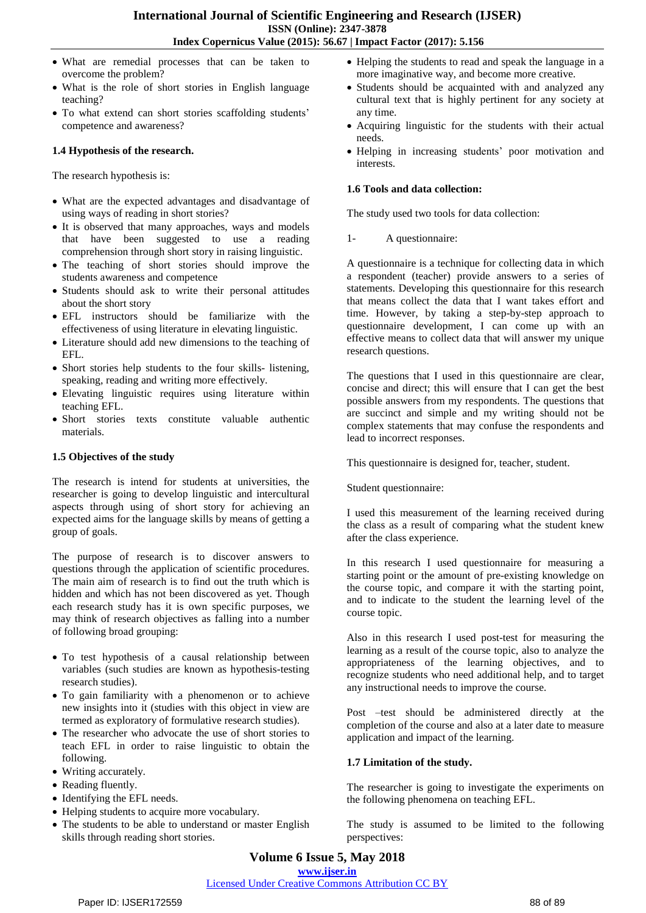- What are remedial processes that can be taken to overcome the problem?
- What is the role of short stories in English language teaching?
- To what extend can short stories scaffolding students' competence and awareness?

### 1.4 Hypothesis of the research.

The research hypothesis is:

- What are the expected advantages and disadvantage of using ways of reading in short stories?
- It is observed that many approaches, ways and models that have been suggested to use a reading comprehension through short story in raising linguistic.
- The teaching of short stories should improve the students awareness and competence
- Students should ask to write their personal attitudes about the short story
- EFL instructors should be familiarize with the effectiveness of using literature in elevating linguistic.
- Literature should add new dimensions to the teaching of EFL.
- Short stories help students to the four skills- listening, speaking, reading and writing more effectively.
- Elevating linguistic requires using literature within teaching EFL.
- Short stories texts constitute valuable authentic materials.

### 1.5 Objectives of the study

The research is intend for students at universities, the researcher is going to develop linguistic and intercultural aspects through using of short story for achieving an expected aims for the language skills by means of getting a group of goals.

The purpose of research is to discover answers to questions through the application of scientific procedures. The main aim of research is to find out the truth which is hidden and which has not been discovered as yet. Though each research study has it is own specific purposes, we may think of research objectives as falling into a number of following broad grouping:

- To test hypothesis of a causal relationship between variables (such studies are known as hypothesis-testing research studies).
- To gain familiarity with a phenomenon or to achieve new insights into it (studies with this object in view are termed as exploratory of formulative research studies).
- The researcher who advocate the use of short stories to teach EFL in order to raise linguistic to obtain the following.
- Writing accurately.
- Reading fluently.
- Identifying the EFL needs.
- Helping students to acquire more vocabulary.
- The students to be able to understand or master English skills through reading short stories.
- Helping the students to read and speak the language in a more imaginative way, and become more creative.
- Students should be acquainted with and analyzed any cultural text that is highly pertinent for any society at any time.
- Acquiring linguistic for the students with their actual needs.
- Helping in increasing students' poor motivation and interests.

### 1.6 Tools and data collection:

The study used two tools for data collection:

1- A questionnaire:

A questionnaire is a technique for collecting data in which a respondent (teacher) provide answers to a series of statements. Developing this questionnaire for this research that means collect the data that I want takes effort and time. However, by taking a step-by-step approach to questionnaire development, I can come up with an effective means to collect data that will answer my unique research questions.

The questions that I used in this questionnaire are clear, concise and direct; this will ensure that I can get the best possible answers from my respondents. The questions that are succinct and simple and my writing should not be complex statements that may confuse the respondents and lead to incorrect responses.

This questionnaire is designed for, teacher, student.

Student questionnaire:

I used this measurement of the learning received during the class as a result of comparing what the student knew after the class experience.

In this research I used questionnaire for measuring a starting point or the amount of pre-existing knowledge on the course topic, and compare it with the starting point, and to indicate to the student the learning level of the course topic.

Also in this research I used post-test for measuring the learning as a result of the course topic, also to analyze the appropriateness of the learning objectives, and to recognize students who need additional help, and to target any instructional needs to improve the course.

Post –test should be administered directly at the completion of the course and also at a later date to measure application and impact of the learning.

### 1.7 Limitation of the study.

The researcher is going to investigate the experiments on the following phenomena on teaching EFL.

The study is assumed to be limited to the following perspectives: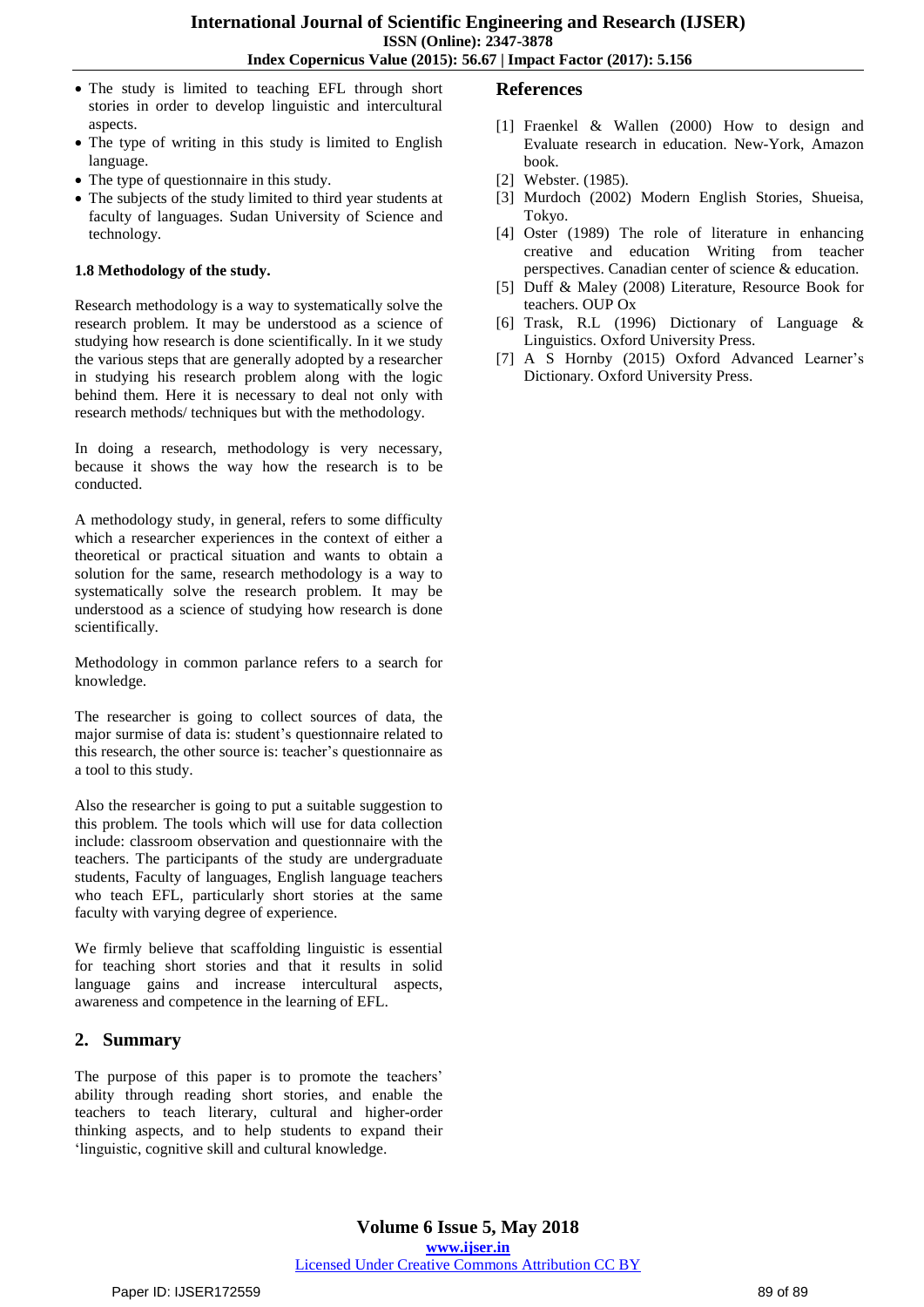- The study is limited to teaching EFL through short stories in order to develop linguistic and intercultural aspects.
- The type of writing in this study is limited to English language.
- The type of questionnaire in this study.
- The subjects of the study limited to third year students at faculty of languages. Sudan University of Science and technology.

### 1.8 Methodology of the study.

Research methodology is a way to systematically solve the research problem. It may be understood as a science of studying how research is done scientifically. In it we study the various steps that are generally adopted by a researcher in studying his research problem along with the logic behind them. Here it is necessary to deal not only with research methods/ techniques but with the methodology.

In doing a research, methodology is very necessary, because it shows the way how the research is to be conducted.

A methodology study, in general, refers to some difficulty which a researcher experiences in the context of either a theoretical or practical situation and wants to obtain a solution for the same, research methodology is a way to systematically solve the research problem. It may be understood as a science of studying how research is done scientifically.

Methodology in common parlance refers to a search for knowledge.

The researcher is going to collect sources of data, the major surmise of data is: student's questionnaire related to this research, the other source is: teacher's questionnaire as a tool to this study.

Also the researcher is going to put a suitable suggestion to this problem. The tools which will use for data collection include: classroom observation and questionnaire with the teachers. The participants of the study are undergraduate students, Faculty of languages, English language teachers who teach EFL, particularly short stories at the same faculty with varying degree of experience.

We firmly believe that scaffolding linguistic is essential for teaching short stories and that it results in solid language gains and increase intercultural aspects, awareness and competence in the learning of EFL.

## 2. Summary

The purpose of this paper is to promote the teachers' ability through reading short stories, and enable the teachers to teach literary, cultural and higher-order thinking aspects, and to help students to expand their 'linguistic, cognitive skill and cultural knowledge.

## References

[1] Fraenkel & Wallen (2000) How to design and Evaluate research in education. New-York, Amazon book.

[2] Webster. (1985).

[3] Murdoch (2002) Modern English Stories, Shueisa, Tokyo.

[4] Oster (1989) The role of literature in enhancing creative and education Writing from teacher perspectives. Canadian center of science & education.

[5] Duff & Maley (2008) Literature, Resource Book for teachers. OUP Ox

[6] Trask, R.L (1996) Dictionary of Language & Linguistics. Oxford University Press.

[7] A S Hornby (2015) Oxford Advanced Learner's Dictionary. Oxford University Press.